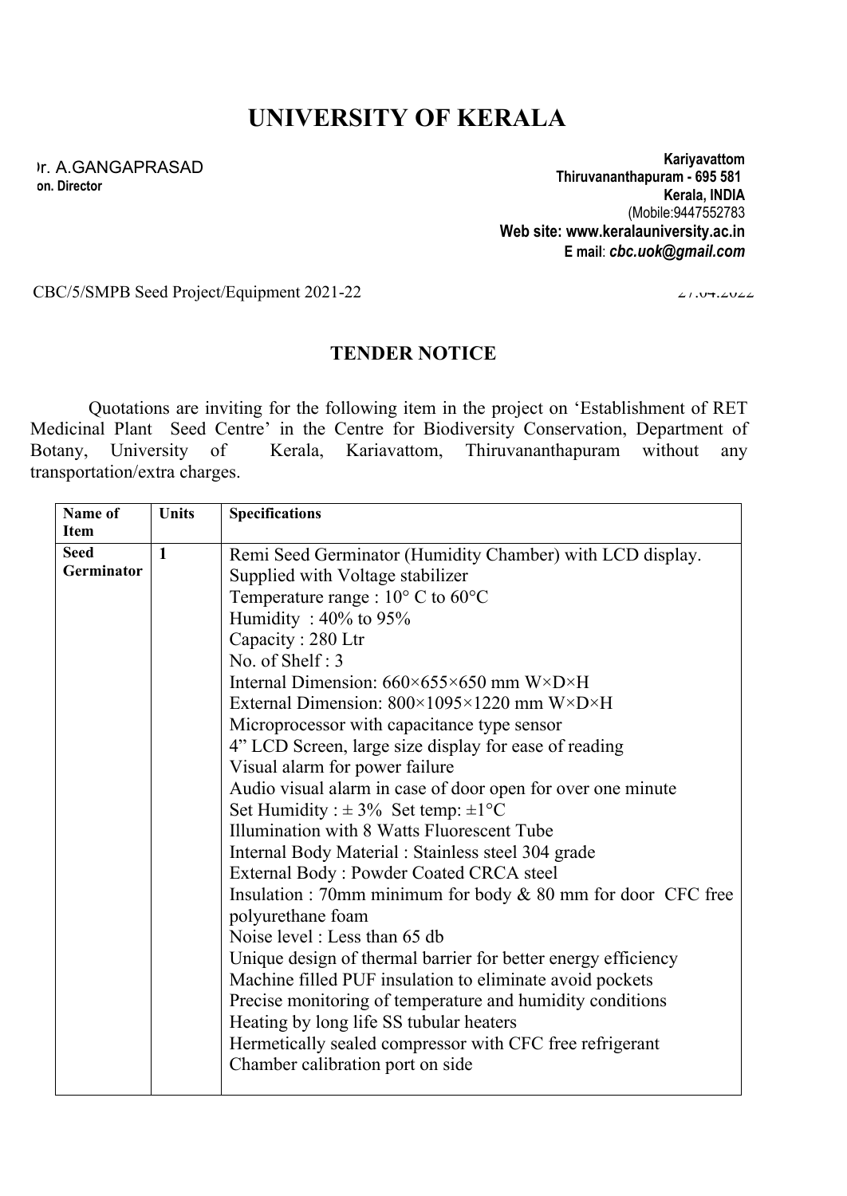# UNIVERSITY OF KERALA

Dr. A.GANGAPRASAD
Hon. Director

Kariyavattom
Thiruvananthapuram - 695 581
Kerala, INDIA
(Mobile:9447552783
Web site: www.keralauniversity.ac.in
E mail: *cbc.uok@gmail.com*

CBC/5/SMPB Seed Project/Equipment 2021-22 27.04.2022

## TENDER NOTICE

Quotations are inviting for the following item in the project on 'Establishment of RET Medicinal Plant Seed Centre' in the Centre for Biodiversity Conservation, Department of Botany, University of Kerala, Kariavattom, Thiruvananthapuram without any transportation/extra charges.

| Name of Item | Units | Specifications |
|---|---|---|
| **Seed Germinator** | **1** | Remi Seed Germinator (Humidity Chamber) with LCD display.<br>Supplied with Voltage stabilizer<br>Temperature range : 10° C to 60°C<br>Humidity : 40% to 95%<br>Capacity : 280 Ltr<br>No. of Shelf : 3<br>Internal Dimension: 660×655×650 mm W×D×H<br>External Dimension: 800×1095×1220 mm W×D×H<br>Microprocessor with capacitance type sensor<br>4" LCD Screen, large size display for ease of reading<br>Visual alarm for power failure<br>Audio visual alarm in case of door open for over one minute<br>Set Humidity : ± 3% Set temp: ±1°C<br>Illumination with 8 Watts Fluorescent Tube<br>Internal Body Material : Stainless steel 304 grade<br>External Body : Powder Coated CRCA steel<br>Insulation : 70mm minimum for body & 80 mm for door CFC free polyurethane foam<br>Noise level : Less than 65 db<br>Unique design of thermal barrier for better energy efficiency<br>Machine filled PUF insulation to eliminate avoid pockets<br>Precise monitoring of temperature and humidity conditions<br>Heating by long life SS tubular heaters<br>Hermetically sealed compressor with CFC free refrigerant<br>Chamber calibration port on side |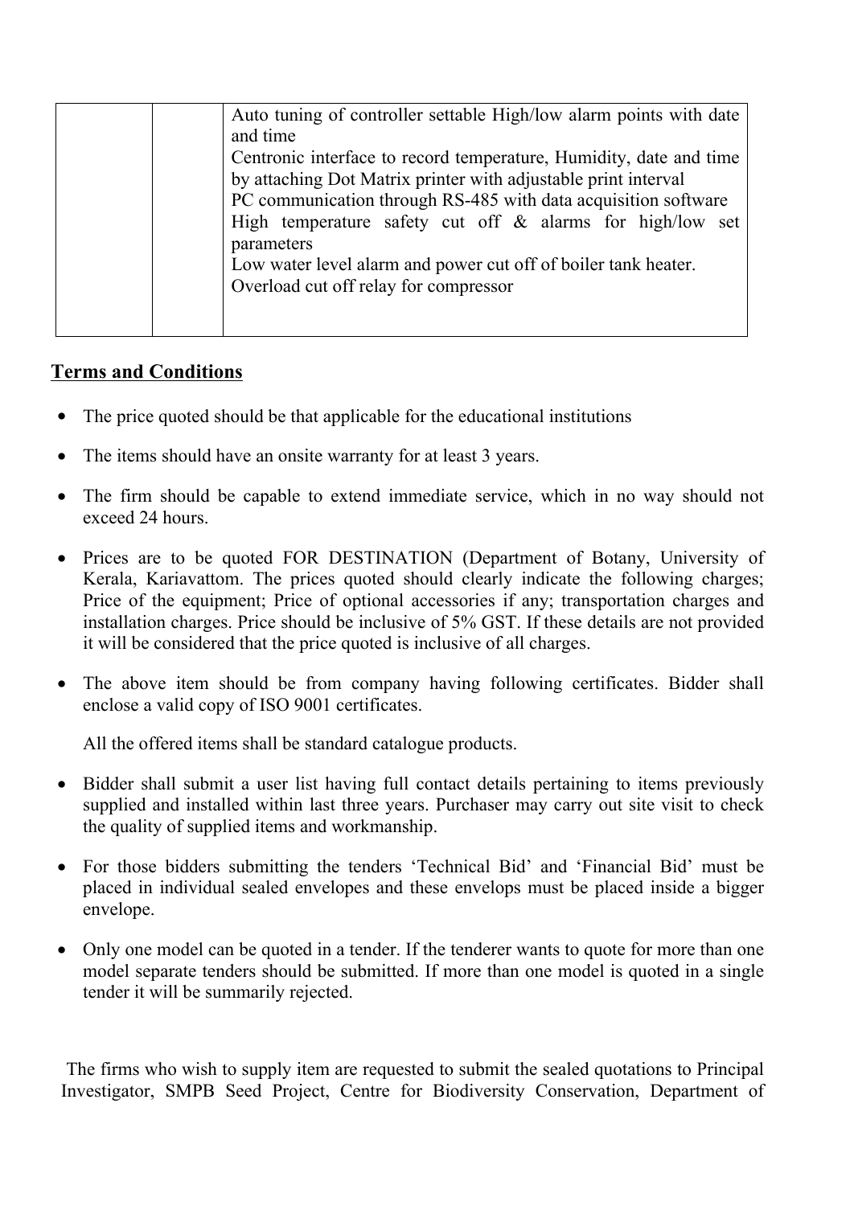| | | |
|---|---|---|
| | | Auto tuning of controller settable High/low alarm points with date and time<br>Centronic interface to record temperature, Humidity, date and time by attaching Dot Matrix printer with adjustable print interval<br>PC communication through RS-485 with data acquisition software<br>High temperature safety cut off & alarms for high/low set parameters<br>Low water level alarm and power cut off of boiler tank heater.<br>Overload cut off relay for compressor |

## Terms and Conditions

- The price quoted should be that applicable for the educational institutions
- The items should have an onsite warranty for at least 3 years.
- The firm should be capable to extend immediate service, which in no way should not exceed 24 hours.
- Prices are to be quoted FOR DESTINATION (Department of Botany, University of Kerala, Kariavattom. The prices quoted should clearly indicate the following charges; Price of the equipment; Price of optional accessories if any; transportation charges and installation charges. Price should be inclusive of 5% GST. If these details are not provided it will be considered that the price quoted is inclusive of all charges.
- The above item should be from company having following certificates. Bidder shall enclose a valid copy of ISO 9001 certificates.

  All the offered items shall be standard catalogue products.
- Bidder shall submit a user list having full contact details pertaining to items previously supplied and installed within last three years. Purchaser may carry out site visit to check the quality of supplied items and workmanship.
- For those bidders submitting the tenders 'Technical Bid' and 'Financial Bid' must be placed in individual sealed envelopes and these envelops must be placed inside a bigger envelope.
- Only one model can be quoted in a tender. If the tenderer wants to quote for more than one model separate tenders should be submitted. If more than one model is quoted in a single tender it will be summarily rejected.

The firms who wish to supply item are requested to submit the sealed quotations to Principal Investigator, SMPB Seed Project, Centre for Biodiversity Conservation, Department of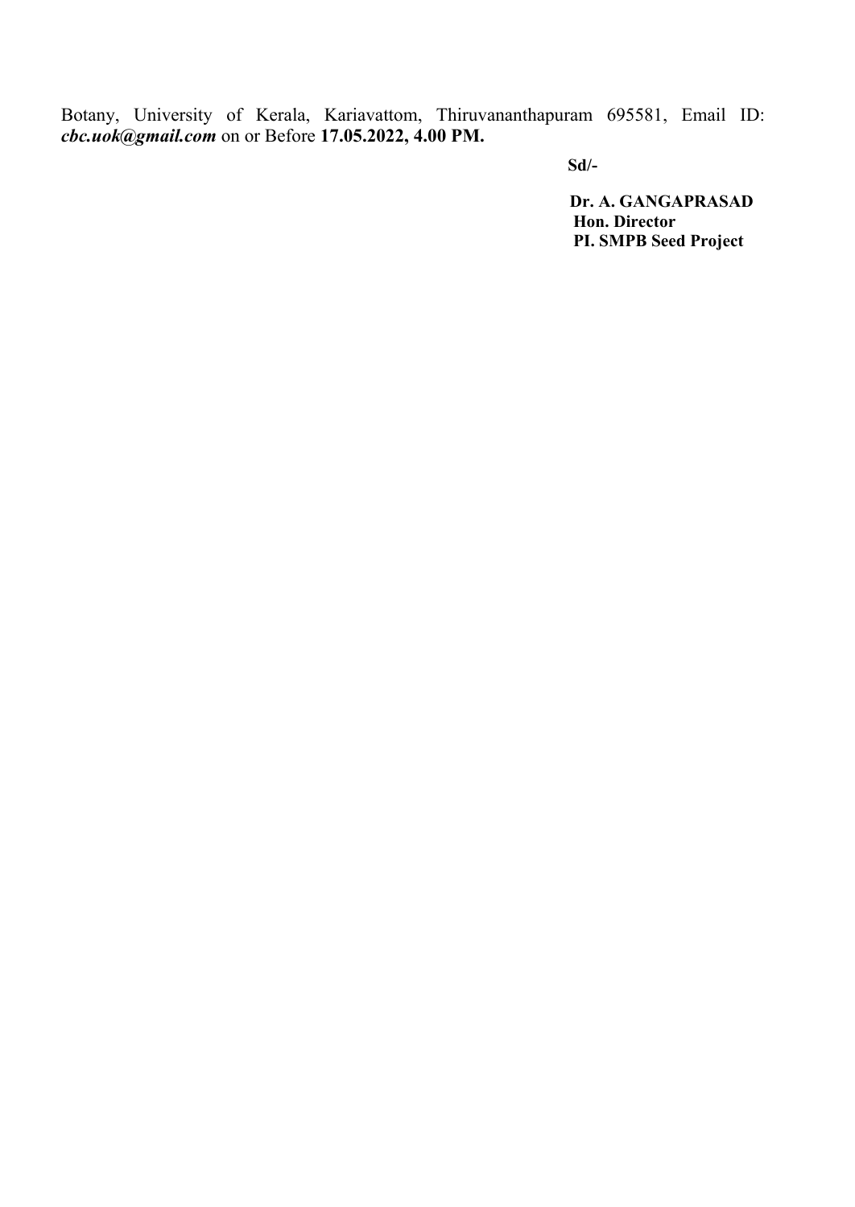Botany, University of Kerala, Kariavattom, Thiruvananthapuram 695581, Email ID: ***cbc.uok@gmail.com*** on or Before **17.05.2022, 4.00 PM.**

**Sd/-**

**Dr. A. GANGAPRASAD**
**Hon. Director**
**PI. SMPB Seed Project**